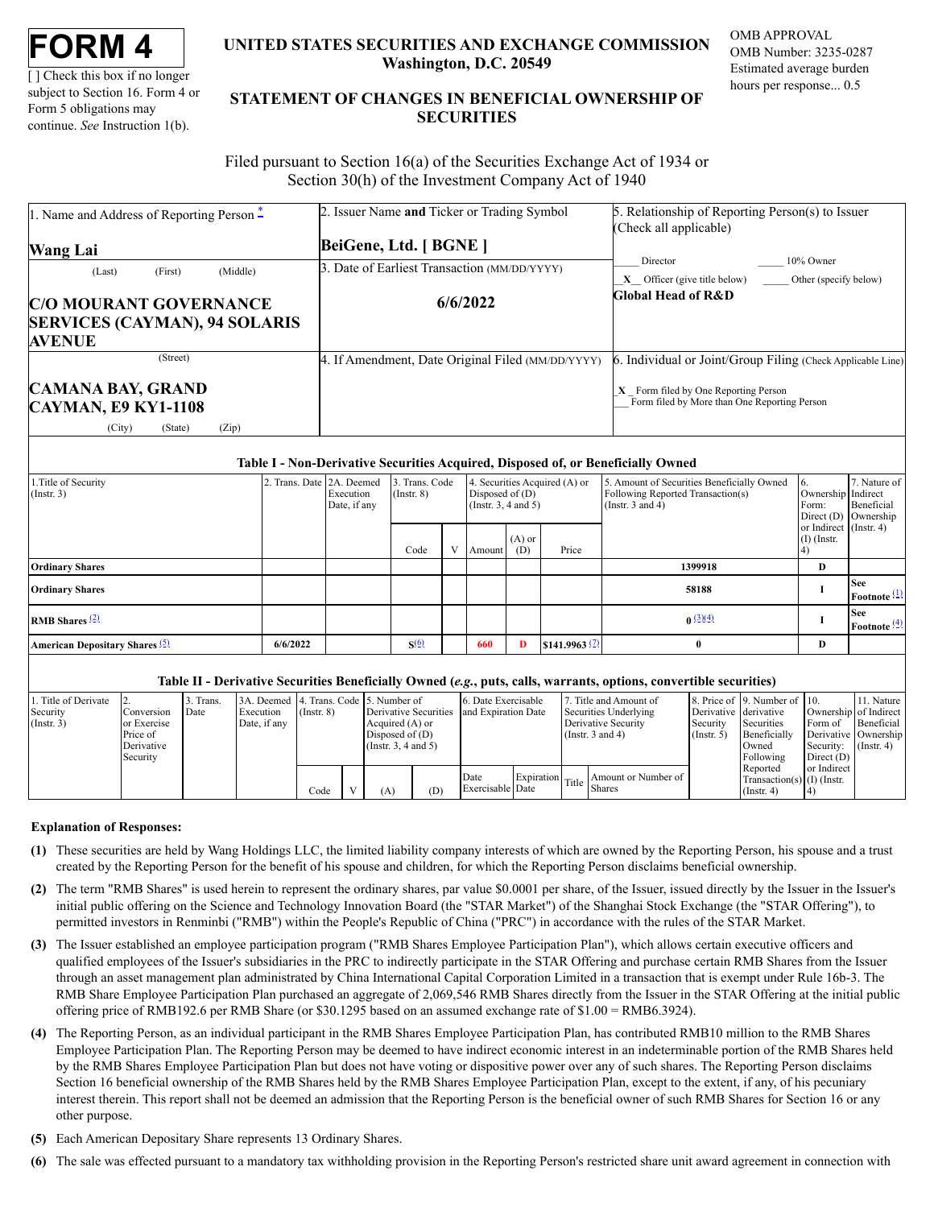# FORM 4

[ ] Check this box if no longer subject to Section 16. Form 4 or Form 5 obligations may continue. *See* Instruction 1(b).

## UNITED STATES SECURITIES AND EXCHANGE COMMISSION
Washington, D.C. 20549

## STATEMENT OF CHANGES IN BENEFICIAL OWNERSHIP OF SECURITIES

OMB APPROVAL
OMB Number: 3235-0287
Estimated average burden hours per response... 0.5

Filed pursuant to Section 16(a) of the Securities Exchange Act of 1934 or Section 30(h) of the Investment Company Act of 1940

| 1. Name and Address of Reporting Person * | 2. Issuer Name **and** Ticker or Trading Symbol | 5. Relationship of Reporting Person(s) to Issuer (Check all applicable) |
|---|---|---|
| **Wang Lai** | **BeiGene, Ltd. [ BGNE ]** | ____ Director ____ 10% Owner |
| (Last) (First) (Middle) | 3. Date of Earliest Transaction (MM/DD/YYYY) | __X__ Officer (give title below) ____ Other (specify below) |
| **C/O MOURANT GOVERNANCE SERVICES (CAYMAN), 94 SOLARIS AVENUE** | **6/6/2022** | **Global Head of R&D** |
| (Street) | 4. If Amendment, Date Original Filed (MM/DD/YYYY) | 6. Individual or Joint/Group Filing (Check Applicable Line) |
| **CAMANA BAY, GRAND CAYMAN, E9 KY1-1108** | | _X_ Form filed by One Reporting Person |
| (City) (State) (Zip) | | ___ Form filed by More than One Reporting Person |

### Table I - Non-Derivative Securities Acquired, Disposed of, or Beneficially Owned

| 1.Title of Security (Instr. 3) | 2. Trans. Date | 2A. Deemed Execution Date, if any | 3. Trans. Code (Instr. 8) | | 4. Securities Acquired (A) or Disposed of (D) (Instr. 3, 4 and 5) | | | 5. Amount of Securities Beneficially Owned Following Reported Transaction(s) (Instr. 3 and 4) | 6. Ownership Form: Direct (D) or Indirect (I) (Instr. 4) | 7. Nature of Indirect Beneficial Ownership (Instr. 4) |
|---|---|---|---|---|---|---|---|---|---|---|
| | | | Code | V | Amount | (A) or (D) | Price | | | |
| **Ordinary Shares** | | | | | | | | 1399918 | D | |
| **Ordinary Shares** | | | | | | | | 58188 | I | See Footnote (1) |
| **RMB Shares** (2) | | | | | | | | 0 (3)(4) | I | See Footnote (4) |
| **American Depositary Shares** (5) | 6/6/2022 | | S(6) | | 660 | D | $141.9963 (7) | 0 | D | |

### Table II - Derivative Securities Beneficially Owned (*e.g.*, puts, calls, warrants, options, convertible securities)

| 1. Title of Derivate Security (Instr. 3) | 2. Conversion or Exercise Price of Derivative Security | 3. Trans. Date | 3A. Deemed Execution Date, if any | 4. Trans. Code (Instr. 8) | | 5. Number of Derivative Securities Acquired (A) or Disposed of (D) (Instr. 3, 4 and 5) | | 6. Date Exercisable and Expiration Date | | 7. Title and Amount of Securities Underlying Derivative Security (Instr. 3 and 4) | | 8. Price of Derivative Security (Instr. 5) | 9. Number of derivative Securities Beneficially Owned Following Reported Transaction(s) (Instr. 4) | 10. Ownership Form of Derivative Security: Direct (D) or Indirect (I) (Instr. 4) | 11. Nature of Indirect Beneficial Ownership (Instr. 4) |
|---|---|---|---|---|---|---|---|---|---|---|---|---|---|---|---|
| | | | | Code | V | (A) | (D) | Date Exercisable | Expiration Date | Title | Amount or Number of Shares | | | | |

**Explanation of Responses:**

**(1)** These securities are held by Wang Holdings LLC, the limited liability company interests of which are owned by the Reporting Person, his spouse and a trust created by the Reporting Person for the benefit of his spouse and children, for which the Reporting Person disclaims beneficial ownership.

**(2)** The term "RMB Shares" is used herein to represent the ordinary shares, par value $0.0001 per share, of the Issuer, issued directly by the Issuer in the Issuer's initial public offering on the Science and Technology Innovation Board (the "STAR Market") of the Shanghai Stock Exchange (the "STAR Offering"), to permitted investors in Renminbi ("RMB") within the People's Republic of China ("PRC") in accordance with the rules of the STAR Market.

**(3)** The Issuer established an employee participation program ("RMB Shares Employee Participation Plan"), which allows certain executive officers and qualified employees of the Issuer's subsidiaries in the PRC to indirectly participate in the STAR Offering and purchase certain RMB Shares from the Issuer through an asset management plan administrated by China International Capital Corporation Limited in a transaction that is exempt under Rule 16b-3. The RMB Share Employee Participation Plan purchased an aggregate of 2,069,546 RMB Shares directly from the Issuer in the STAR Offering at the initial public offering price of RMB192.6 per RMB Share (or $30.1295 based on an assumed exchange rate of $1.00 = RMB6.3924).

**(4)** The Reporting Person, as an individual participant in the RMB Shares Employee Participation Plan, has contributed RMB10 million to the RMB Shares Employee Participation Plan. The Reporting Person may be deemed to have indirect economic interest in an indeterminable portion of the RMB Shares held by the RMB Shares Employee Participation Plan but does not have voting or dispositive power over any of such shares. The Reporting Person disclaims Section 16 beneficial ownership of the RMB Shares held by the RMB Shares Employee Participation Plan, except to the extent, if any, of his pecuniary interest therein. This report shall not be deemed an admission that the Reporting Person is the beneficial owner of such RMB Shares for Section 16 or any other purpose.

**(5)** Each American Depositary Share represents 13 Ordinary Shares.

**(6)** The sale was effected pursuant to a mandatory tax withholding provision in the Reporting Person's restricted share unit award agreement in connection with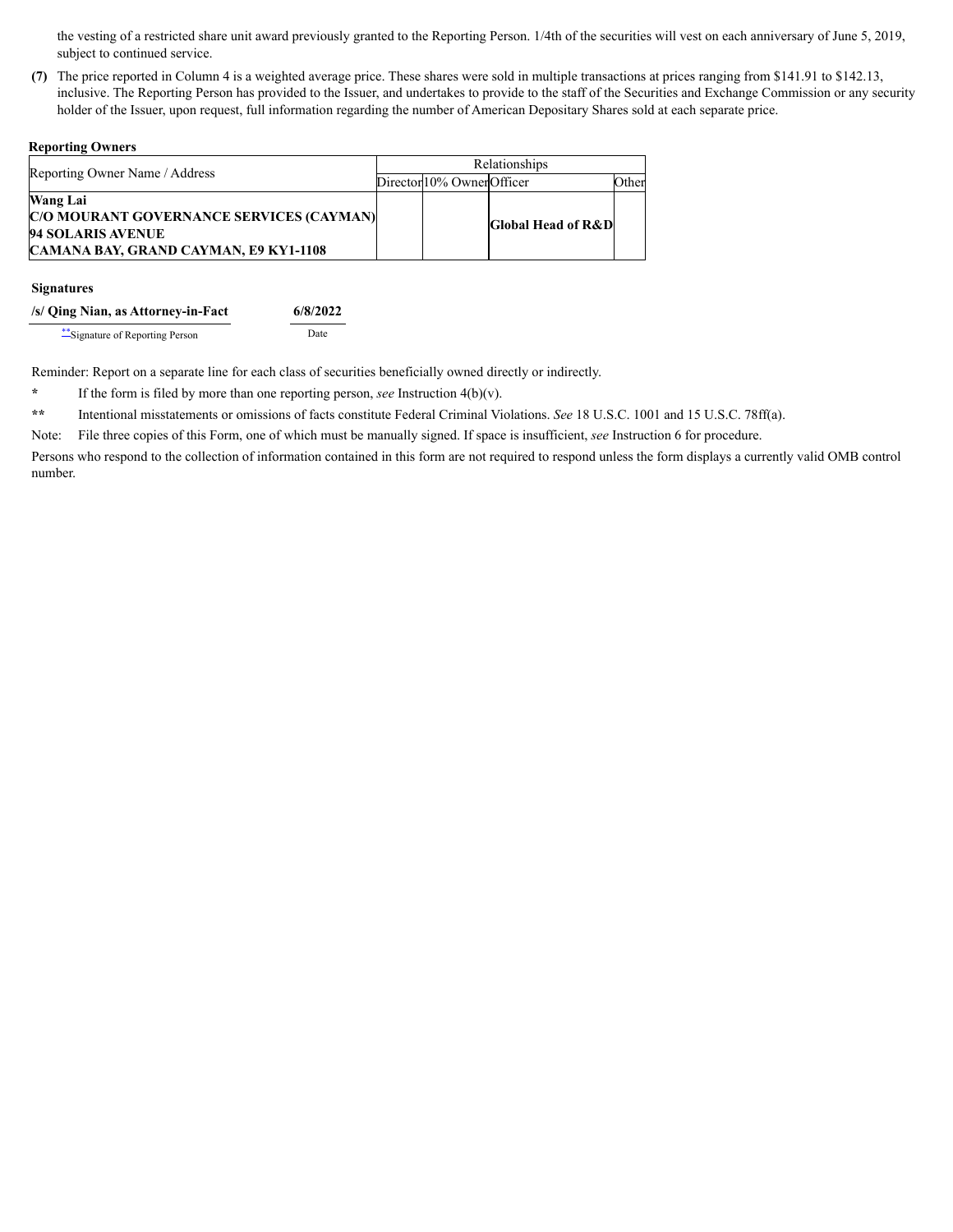the vesting of a restricted share unit award previously granted to the Reporting Person. 1/4th of the securities will vest on each anniversary of June 5, 2019, subject to continued service.

**(7)** The price reported in Column 4 is a weighted average price. These shares were sold in multiple transactions at prices ranging from $141.91 to $142.13, inclusive. The Reporting Person has provided to the Issuer, and undertakes to provide to the staff of the Securities and Exchange Commission or any security holder of the Issuer, upon request, full information regarding the number of American Depositary Shares sold at each separate price.

**Reporting Owners**

| Reporting Owner Name / Address | Relationships | | | |
|---|---|---|---|---|
| | Director | 10% Owner | Officer | Other |
| **Wang Lai**<br>**C/O MOURANT GOVERNANCE SERVICES (CAYMAN)**<br>**94 SOLARIS AVENUE**<br>**CAMANA BAY, GRAND CAYMAN, E9 KY1-1108** | | | **Global Head of R&D** | |

**Signatures**

| | |
|---|---|
| **/s/ Qing Nian, as Attorney-in-Fact** | **6/8/2022** |
| **Signature of Reporting Person | Date |

Reminder: Report on a separate line for each class of securities beneficially owned directly or indirectly.

* If the form is filed by more than one reporting person, *see* Instruction 4(b)(v).

** Intentional misstatements or omissions of facts constitute Federal Criminal Violations. *See* 18 U.S.C. 1001 and 15 U.S.C. 78ff(a).

Note: File three copies of this Form, one of which must be manually signed. If space is insufficient, *see* Instruction 6 for procedure.

Persons who respond to the collection of information contained in this form are not required to respond unless the form displays a currently valid OMB control number.